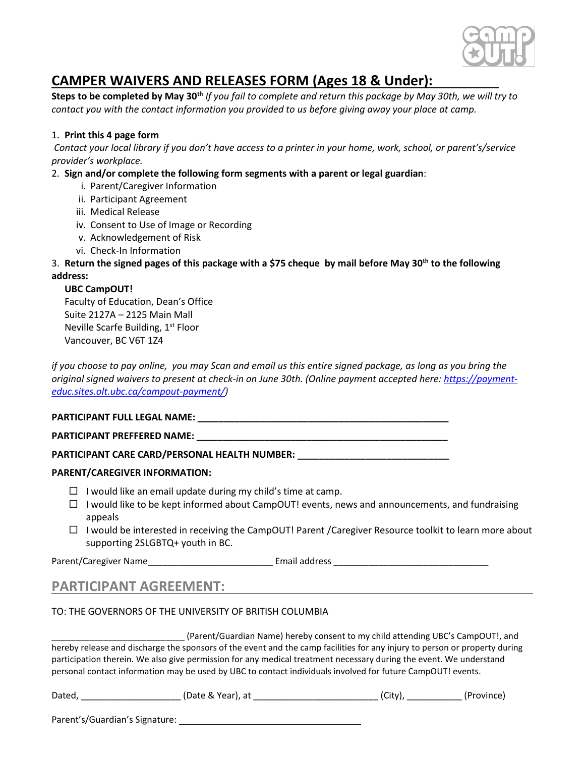# CAMPER WAIVERS AND RELEASES FORM (Ages 18 & Under):

**Steps to be completed by May 30th** *If you fail to complete and return this package by May 30th, we will try to contact you with the contact information you provided to us before giving away your place at camp.*

1. **Print this 4 page form**

   *Contact your local library if you don't have access to a printer in your home, work, school, or parent's/service provider's workplace.*

2. **Sign and/or complete the following form segments with a parent or legal guardian**:
   i. Parent/Caregiver Information
   ii. Participant Agreement
   iii. Medical Release
   iv. Consent to Use of Image or Recording
   v. Acknowledgement of Risk
   vi. Check-In Information

3. **Return the signed pages of this package with a $75 cheque by mail before May 30th to the following address:**

   **UBC CampOUT!**
   Faculty of Education, Dean's Office
   Suite 2127A – 2125 Main Mall
   Neville Scarfe Building, 1st Floor
   Vancouver, BC V6T 1Z4

*if you choose to pay online, you may Scan and email us this entire signed package, as long as you bring the original signed waivers to present at check-in on June 30th. (Online payment accepted here: https://payment-educ.sites.olt.ubc.ca/campout-payment/)*

**PARTICIPANT FULL LEGAL NAME: ________________________________________________**

**PARTICIPANT PREFFERED NAME: ________________________________________________**

**PARTICIPANT CARE CARD/PERSONAL HEALTH NUMBER: ____________________________**

**PARENT/CAREGIVER INFORMATION:**

- ☐ I would like an email update during my child's time at camp.
- ☐ I would like to be kept informed about CampOUT! events, news and announcements, and fundraising appeals
- ☐ I would be interested in receiving the CampOUT! Parent /Caregiver Resource toolkit to learn more about supporting 2SLGBTQ+ youth in BC.

Parent/Caregiver Name________________________ Email address ______________________________

## PARTICIPANT AGREEMENT:

TO: THE GOVERNORS OF THE UNIVERSITY OF BRITISH COLUMBIA

___________________________ (Parent/Guardian Name) hereby consent to my child attending UBC's CampOUT!, and hereby release and discharge the sponsors of the event and the camp facilities for any injury to person or property during participation therein. We also give permission for any medical treatment necessary during the event. We understand personal contact information may be used by UBC to contact individuals involved for future CampOUT! events.

Dated, ____________________ (Date & Year), at ________________________ (City), ___________ (Province)

Parent's/Guardian's Signature: ____________________________________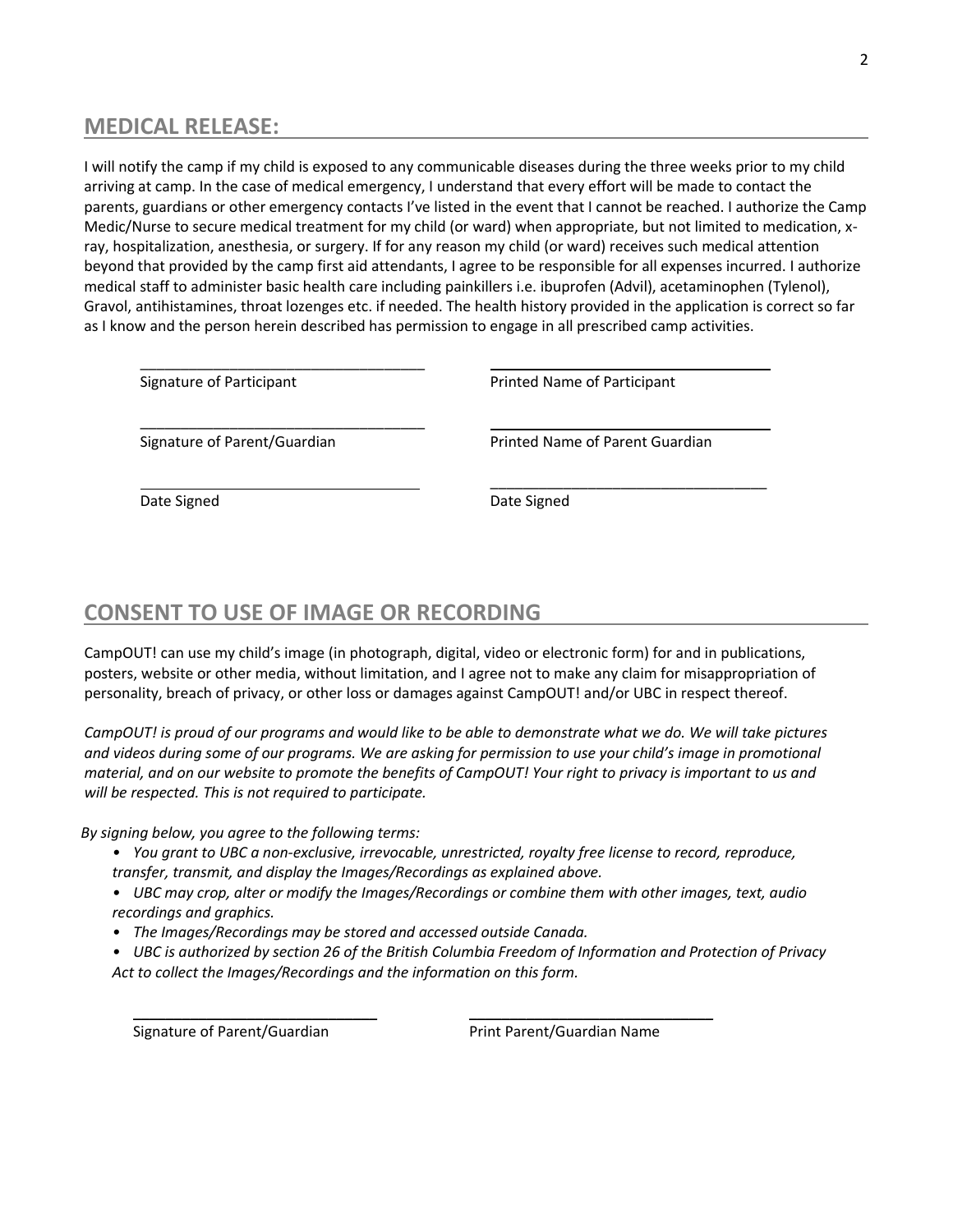## MEDICAL RELEASE:

I will notify the camp if my child is exposed to any communicable diseases during the three weeks prior to my child arriving at camp. In the case of medical emergency, I understand that every effort will be made to contact the parents, guardians or other emergency contacts I've listed in the event that I cannot be reached. I authorize the Camp Medic/Nurse to secure medical treatment for my child (or ward) when appropriate, but not limited to medication, x-ray, hospitalization, anesthesia, or surgery. If for any reason my child (or ward) receives such medical attention beyond that provided by the camp first aid attendants, I agree to be responsible for all expenses incurred. I authorize medical staff to administer basic health care including painkillers i.e. ibuprofen (Advil), acetaminophen (Tylenol), Gravol, antihistamines, throat lozenges etc. if needed. The health history provided in the application is correct so far as I know and the person herein described has permission to engage in all prescribed camp activities.

___________________________________ ___________________________________
Signature of Participant Printed Name of Participant

___________________________________ ___________________________________
Signature of Parent/Guardian Printed Name of Parent Guardian

___________________________________ ___________________________________
Date Signed Date Signed

## CONSENT TO USE OF IMAGE OR RECORDING

CampOUT! can use my child's image (in photograph, digital, video or electronic form) for and in publications, posters, website or other media, without limitation, and I agree not to make any claim for misappropriation of personality, breach of privacy, or other loss or damages against CampOUT! and/or UBC in respect thereof.

*CampOUT! is proud of our programs and would like to be able to demonstrate what we do. We will take pictures and videos during some of our programs. We are asking for permission to use your child's image in promotional material, and on our website to promote the benefits of CampOUT! Your right to privacy is important to us and will be respected. This is not required to participate.*

*By signing below, you agree to the following terms:*

- *You grant to UBC a non-exclusive, irrevocable, unrestricted, royalty free license to record, reproduce, transfer, transmit, and display the Images/Recordings as explained above.*
- *UBC may crop, alter or modify the Images/Recordings or combine them with other images, text, audio recordings and graphics.*
- *The Images/Recordings may be stored and accessed outside Canada.*
- *UBC is authorized by section 26 of the British Columbia Freedom of Information and Protection of Privacy Act to collect the Images/Recordings and the information on this form.*

______________________________ ______________________________
Signature of Parent/Guardian Print Parent/Guardian Name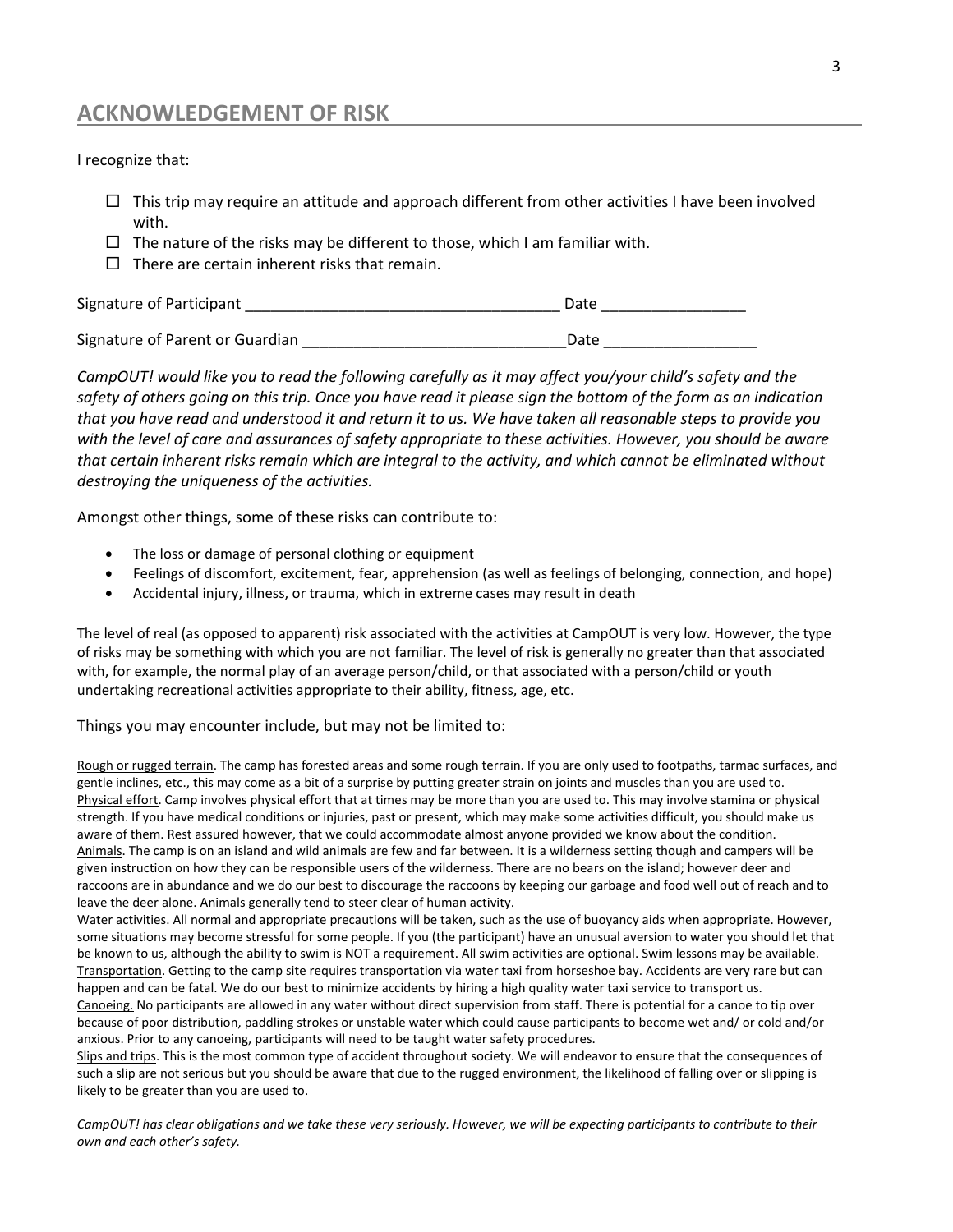## ACKNOWLEDGEMENT OF RISK

I recognize that:

- ☐ This trip may require an attitude and approach different from other activities I have been involved with.
- ☐ The nature of the risks may be different to those, which I am familiar with.
- ☐ There are certain inherent risks that remain.

Signature of Participant ____________________________________ Date _________________

Signature of Parent or Guardian _______________________________Date __________________

*CampOUT! would like you to read the following carefully as it may affect you/your child's safety and the safety of others going on this trip. Once you have read it please sign the bottom of the form as an indication that you have read and understood it and return it to us. We have taken all reasonable steps to provide you with the level of care and assurances of safety appropriate to these activities. However, you should be aware that certain inherent risks remain which are integral to the activity, and which cannot be eliminated without destroying the uniqueness of the activities.*

Amongst other things, some of these risks can contribute to:

- The loss or damage of personal clothing or equipment
- Feelings of discomfort, excitement, fear, apprehension (as well as feelings of belonging, connection, and hope)
- Accidental injury, illness, or trauma, which in extreme cases may result in death

The level of real (as opposed to apparent) risk associated with the activities at CampOUT is very low. However, the type of risks may be something with which you are not familiar. The level of risk is generally no greater than that associated with, for example, the normal play of an average person/child, or that associated with a person/child or youth undertaking recreational activities appropriate to their ability, fitness, age, etc.

Things you may encounter include, but may not be limited to:

Rough or rugged terrain. The camp has forested areas and some rough terrain. If you are only used to footpaths, tarmac surfaces, and gentle inclines, etc., this may come as a bit of a surprise by putting greater strain on joints and muscles than you are used to.
Physical effort. Camp involves physical effort that at times may be more than you are used to. This may involve stamina or physical strength. If you have medical conditions or injuries, past or present, which may make some activities difficult, you should make us aware of them. Rest assured however, that we could accommodate almost anyone provided we know about the condition.
Animals. The camp is on an island and wild animals are few and far between. It is a wilderness setting though and campers will be given instruction on how they can be responsible users of the wilderness. There are no bears on the island; however deer and raccoons are in abundance and we do our best to discourage the raccoons by keeping our garbage and food well out of reach and to leave the deer alone. Animals generally tend to steer clear of human activity.
Water activities. All normal and appropriate precautions will be taken, such as the use of buoyancy aids when appropriate. However, some situations may become stressful for some people. If you (the participant) have an unusual aversion to water you should let that be known to us, although the ability to swim is NOT a requirement. All swim activities are optional. Swim lessons may be available.
Transportation. Getting to the camp site requires transportation via water taxi from horseshoe bay. Accidents are very rare but can happen and can be fatal. We do our best to minimize accidents by hiring a high quality water taxi service to transport us.
Canoeing. No participants are allowed in any water without direct supervision from staff. There is potential for a canoe to tip over because of poor distribution, paddling strokes or unstable water which could cause participants to become wet and/ or cold and/or anxious. Prior to any canoeing, participants will need to be taught water safety procedures.
Slips and trips. This is the most common type of accident throughout society. We will endeavor to ensure that the consequences of such a slip are not serious but you should be aware that due to the rugged environment, the likelihood of falling over or slipping is likely to be greater than you are used to.

*CampOUT! has clear obligations and we take these very seriously. However, we will be expecting participants to contribute to their own and each other's safety.*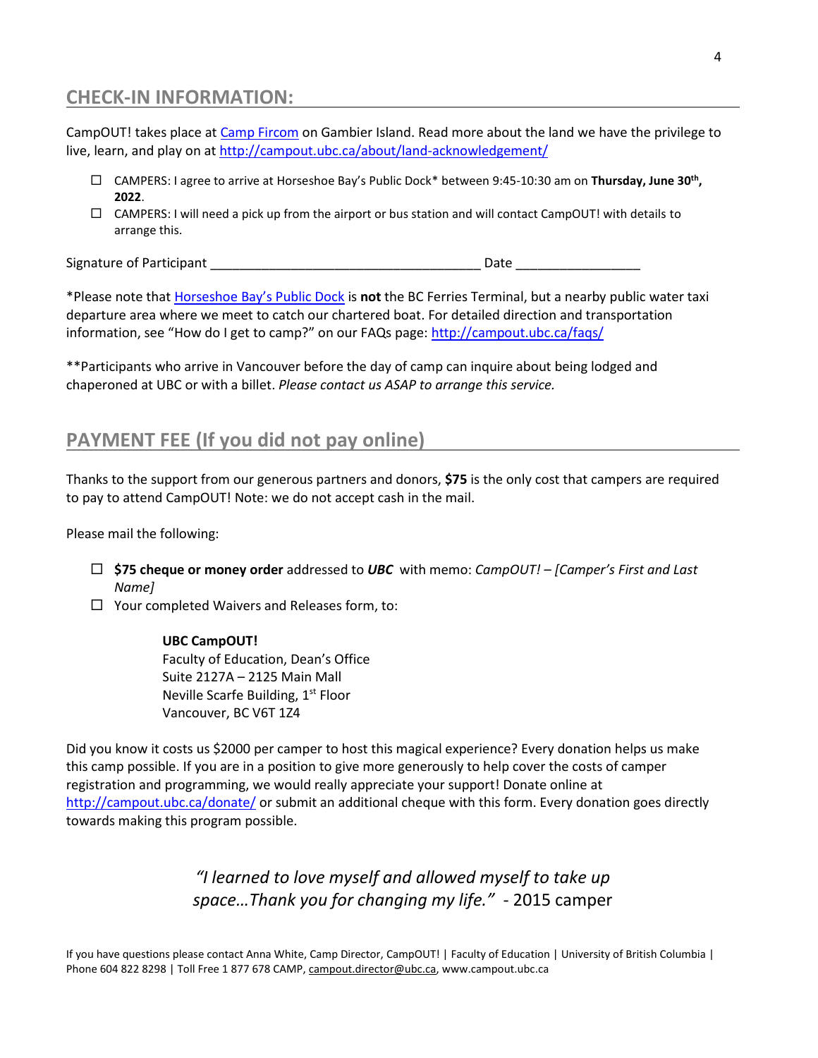## CHECK-IN INFORMATION:

CampOUT! takes place at Camp Fircom on Gambier Island. Read more about the land we have the privilege to live, learn, and play on at http://campout.ubc.ca/about/land-acknowledgement/

- ☐ CAMPERS: I agree to arrive at Horseshoe Bay's Public Dock* between 9:45-10:30 am on **Thursday, June 30th, 2022**.
- ☐ CAMPERS: I will need a pick up from the airport or bus station and will contact CampOUT! with details to arrange this.

Signature of Participant ____________________________________ Date ________________

*Please note that Horseshoe Bay's Public Dock is **not** the BC Ferries Terminal, but a nearby public water taxi departure area where we meet to catch our chartered boat. For detailed direction and transportation information, see "How do I get to camp?" on our FAQs page: http://campout.ubc.ca/faqs/

**Participants who arrive in Vancouver before the day of camp can inquire about being lodged and chaperoned at UBC or with a billet. *Please contact us ASAP to arrange this service.*

## PAYMENT FEE (If you did not pay online)

Thanks to the support from our generous partners and donors, **$75** is the only cost that campers are required to pay to attend CampOUT! Note: we do not accept cash in the mail.

Please mail the following:

- ☐ **$75 cheque or money order** addressed to ***UBC*** with memo: *CampOUT! – [Camper's First and Last Name]*
- ☐ Your completed Waivers and Releases form, to:

> **UBC CampOUT!**
> Faculty of Education, Dean's Office
> Suite 2127A – 2125 Main Mall
> Neville Scarfe Building, 1st Floor
> Vancouver, BC V6T 1Z4

Did you know it costs us $2000 per camper to host this magical experience? Every donation helps us make this camp possible. If you are in a position to give more generously to help cover the costs of camper registration and programming, we would really appreciate your support! Donate online at http://campout.ubc.ca/donate/ or submit an additional cheque with this form. Every donation goes directly towards making this program possible.

*"I learned to love myself and allowed myself to take up space…Thank you for changing my life."* - 2015 camper

If you have questions please contact Anna White, Camp Director, CampOUT! | Faculty of Education | University of British Columbia | Phone 604 822 8298 | Toll Free 1 877 678 CAMP, campout.director@ubc.ca, www.campout.ubc.ca